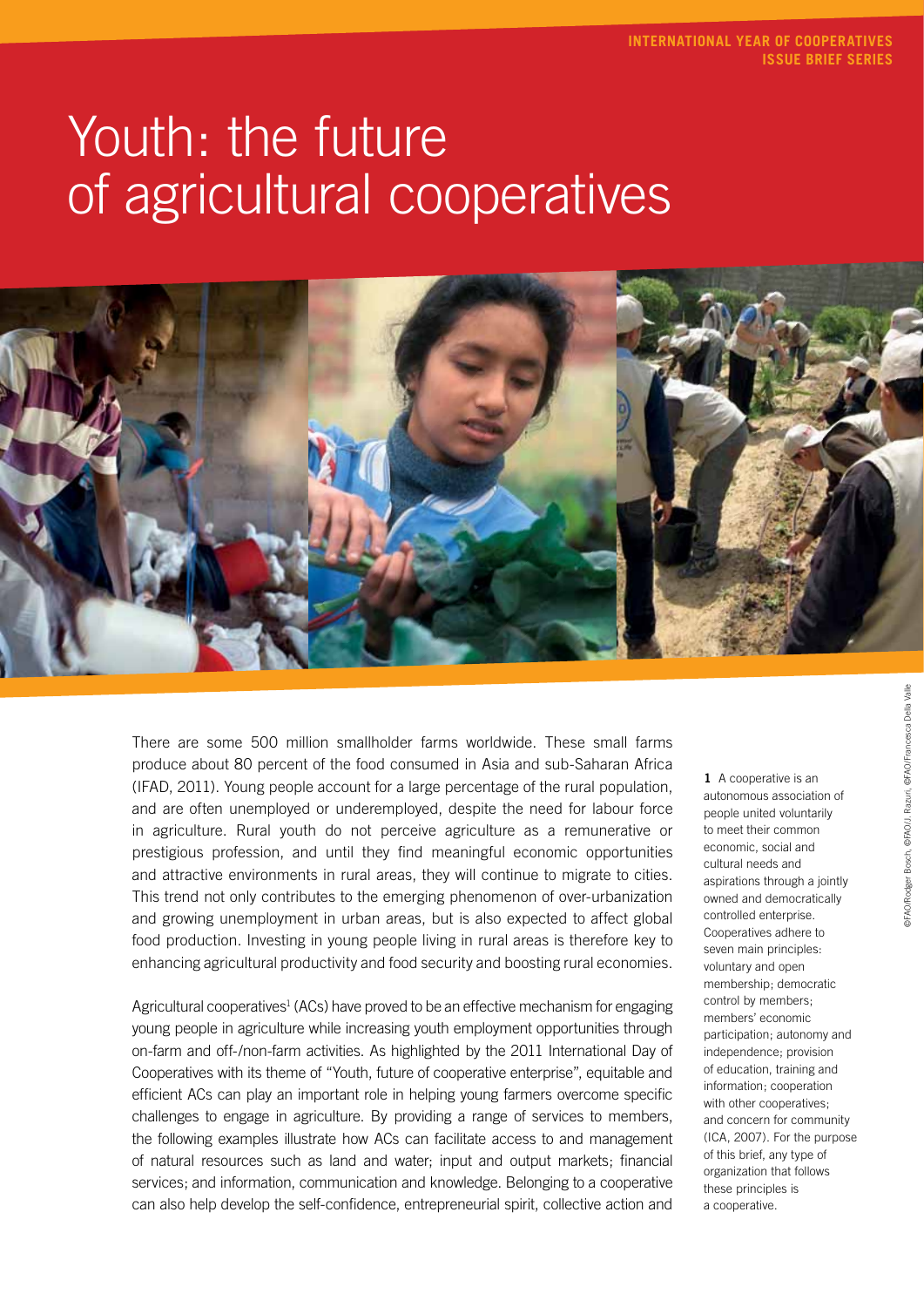INTERNATIONAL YEAR OF COOPERATIVES
ISSUE BRIEF SERIES

# Youth: the future of agricultural cooperatives

©FAO/Rodger Bosch, ©FAO/J. Razuri, ©FAO/Francesca Della Valle

There are some 500 million smallholder farms worldwide. These small farms produce about 80 percent of the food consumed in Asia and sub-Saharan Africa (IFAD, 2011). Young people account for a large percentage of the rural population, and are often unemployed or underemployed, despite the need for labour force in agriculture. Rural youth do not perceive agriculture as a remunerative or prestigious profession, and until they find meaningful economic opportunities and attractive environments in rural areas, they will continue to migrate to cities. This trend not only contributes to the emerging phenomenon of over-urbanization and growing unemployment in urban areas, but is also expected to affect global food production. Investing in young people living in rural areas is therefore key to enhancing agricultural productivity and food security and boosting rural economies.

Agricultural cooperatives[1] (ACs) have proved to be an effective mechanism for engaging young people in agriculture while increasing youth employment opportunities through on-farm and off-/non-farm activities. As highlighted by the 2011 International Day of Cooperatives with its theme of "Youth, future of cooperative enterprise", equitable and efficient ACs can play an important role in helping young farmers overcome specific challenges to engage in agriculture. By providing a range of services to members, the following examples illustrate how ACs can facilitate access to and management of natural resources such as land and water; input and output markets; financial services; and information, communication and knowledge. Belonging to a cooperative can also help develop the self-confidence, entrepreneurial spirit, collective action and

**1** A cooperative is an autonomous association of people united voluntarily to meet their common economic, social and cultural needs and aspirations through a jointly owned and democratically controlled enterprise. Cooperatives adhere to seven main principles: voluntary and open membership; democratic control by members; members' economic participation; autonomy and independence; provision of education, training and information; cooperation with other cooperatives; and concern for community (ICA, 2007). For the purpose of this brief, any type of organization that follows these principles is a cooperative.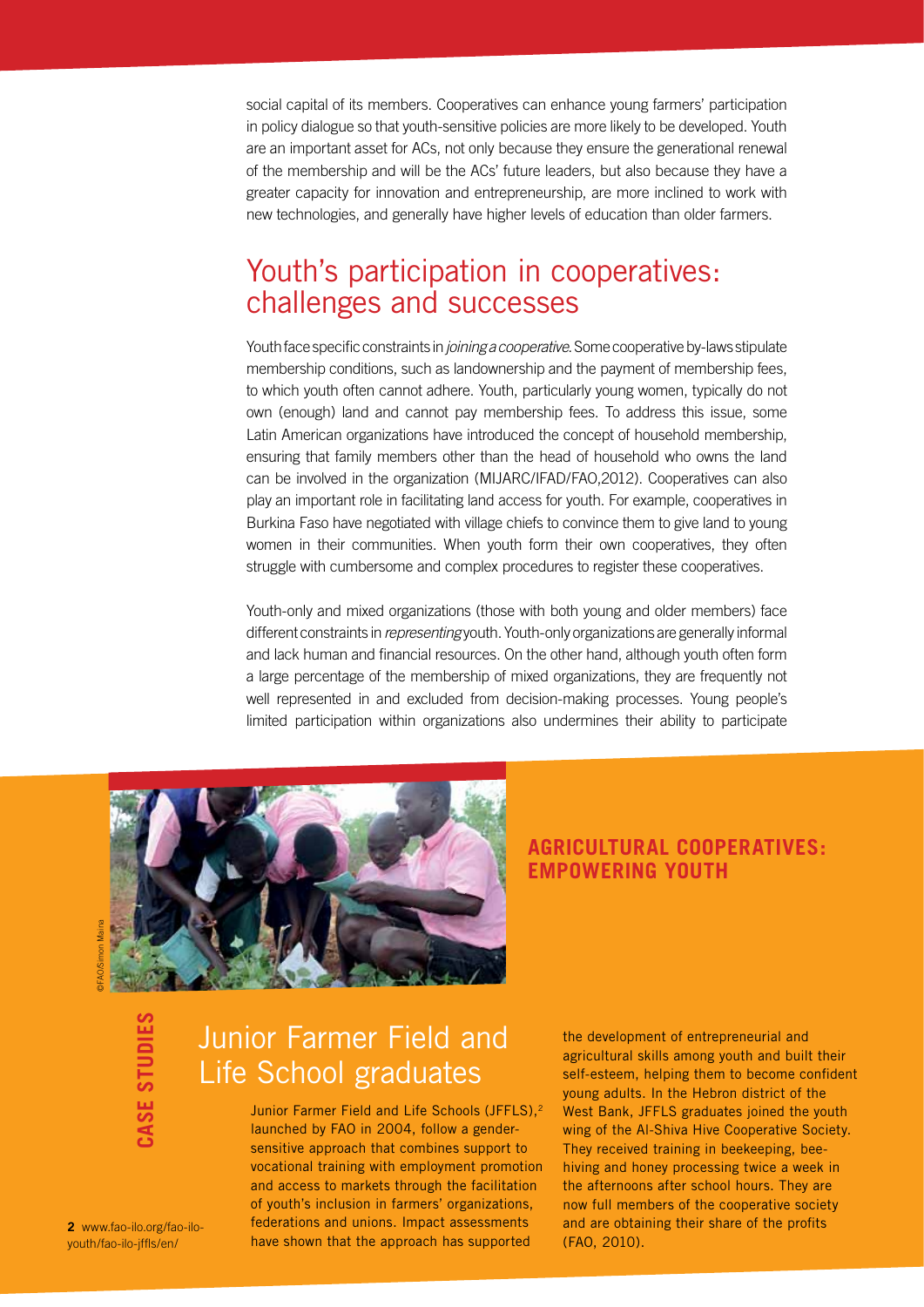social capital of its members. Cooperatives can enhance young farmers' participation in policy dialogue so that youth-sensitive policies are more likely to be developed. Youth are an important asset for ACs, not only because they ensure the generational renewal of the membership and will be the ACs' future leaders, but also because they have a greater capacity for innovation and entrepreneurship, are more inclined to work with new technologies, and generally have higher levels of education than older farmers.

## Youth's participation in cooperatives: challenges and successes

Youth face specific constraints in *joining a cooperative*. Some cooperative by-laws stipulate membership conditions, such as landownership and the payment of membership fees, to which youth often cannot adhere. Youth, particularly young women, typically do not own (enough) land and cannot pay membership fees. To address this issue, some Latin American organizations have introduced the concept of household membership, ensuring that family members other than the head of household who owns the land can be involved in the organization (MIJARC/IFAD/FAO,2012). Cooperatives can also play an important role in facilitating land access for youth. For example, cooperatives in Burkina Faso have negotiated with village chiefs to convince them to give land to young women in their communities. When youth form their own cooperatives, they often struggle with cumbersome and complex procedures to register these cooperatives.

Youth-only and mixed organizations (those with both young and older members) face different constraints in *representing* youth. Youth-only organizations are generally informal and lack human and financial resources. On the other hand, although youth often form a large percentage of the membership of mixed organizations, they are frequently not well represented in and excluded from decision-making processes. Young people's limited participation within organizations also undermines their ability to participate

©FAO/Simon Maina

**AGRICULTURAL COOPERATIVES: EMPOWERING YOUTH**

**CASE STUDIES**

### Junior Farmer Field and Life School graduates

Junior Farmer Field and Life Schools (JFFLS),[2] launched by FAO in 2004, follow a gender-sensitive approach that combines support to vocational training with employment promotion and access to markets through the facilitation of youth's inclusion in farmers' organizations, federations and unions. Impact assessments have shown that the approach has supported the development of entrepreneurial and agricultural skills among youth and built their self-esteem, helping them to become confident young adults. In the Hebron district of the West Bank, JFFLS graduates joined the youth wing of the Al-Shiva Hive Cooperative Society. They received training in beekeeping, bee-hiving and honey processing twice a week in the afternoons after school hours. They are now full members of the cooperative society and are obtaining their share of the profits (FAO, 2010).

**2** www.fao-ilo.org/fao-ilo-youth/fao-ilo-jffls/en/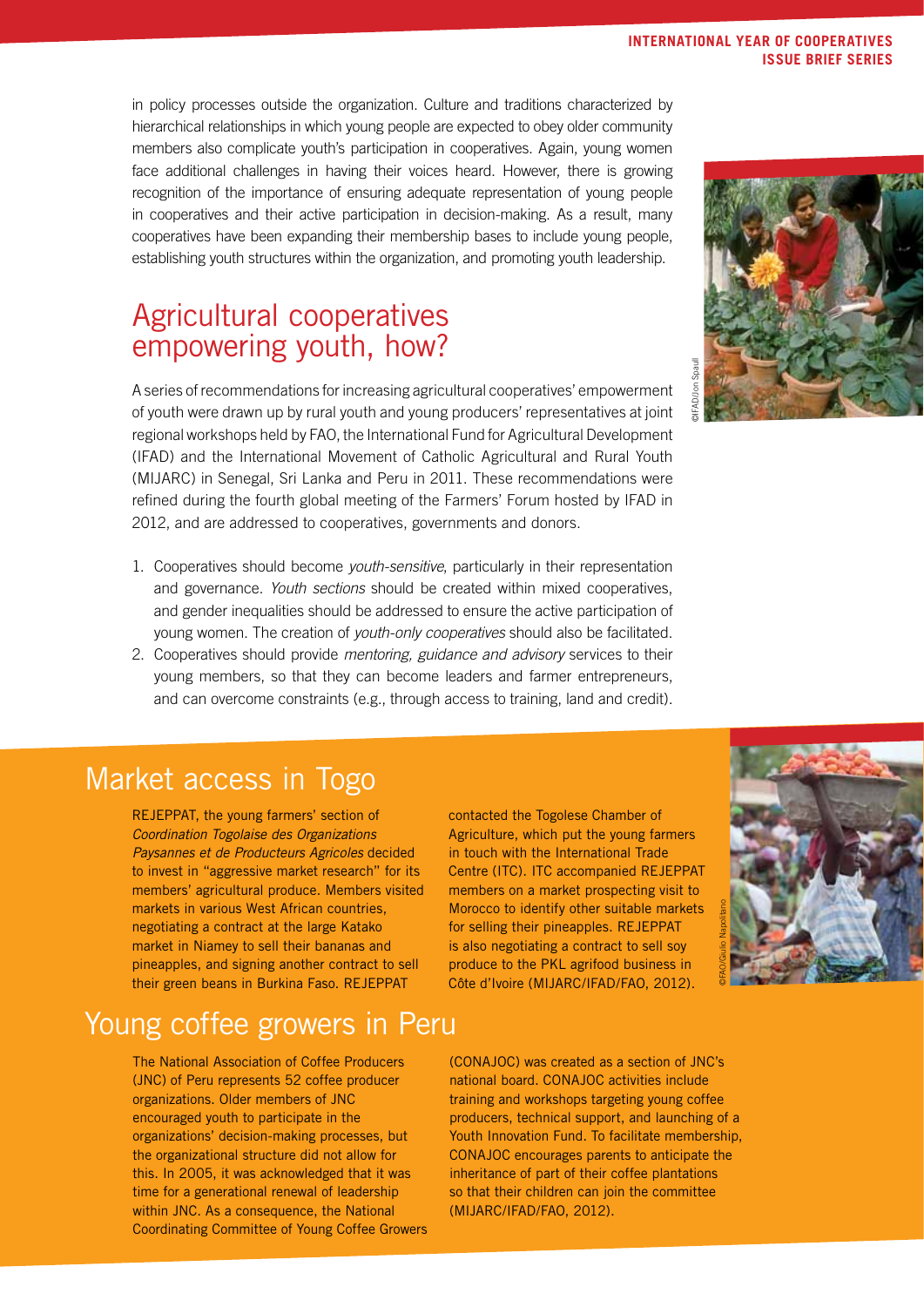in policy processes outside the organization. Culture and traditions characterized by hierarchical relationships in which young people are expected to obey older community members also complicate youth's participation in cooperatives. Again, young women face additional challenges in having their voices heard. However, there is growing recognition of the importance of ensuring adequate representation of young people in cooperatives and their active participation in decision-making. As a result, many cooperatives have been expanding their membership bases to include young people, establishing youth structures within the organization, and promoting youth leadership.

## Agricultural cooperatives empowering youth, how?

A series of recommendations for increasing agricultural cooperatives' empowerment of youth were drawn up by rural youth and young producers' representatives at joint regional workshops held by FAO, the International Fund for Agricultural Development (IFAD) and the International Movement of Catholic Agricultural and Rural Youth (MIJARC) in Senegal, Sri Lanka and Peru in 2011. These recommendations were refined during the fourth global meeting of the Farmers' Forum hosted by IFAD in 2012, and are addressed to cooperatives, governments and donors.

1. Cooperatives should become *youth-sensitive*, particularly in their representation and governance. *Youth sections* should be created within mixed cooperatives, and gender inequalities should be addressed to ensure the active participation of young women. The creation of *youth-only cooperatives* should also be facilitated.
2. Cooperatives should provide *mentoring, guidance and advisory* services to their young members, so that they can become leaders and farmer entrepreneurs, and can overcome constraints (e.g., through access to training, land and credit).

## Market access in Togo

REJEPPAT, the young farmers' section of *Coordination Togolaise des Organizations Paysannes et de Producteurs Agricoles* decided to invest in "aggressive market research" for its members' agricultural produce. Members visited markets in various West African countries, negotiating a contract at the large Katako market in Niamey to sell their bananas and pineapples, and signing another contract to sell their green beans in Burkina Faso. REJEPPAT contacted the Togolese Chamber of Agriculture, which put the young farmers in touch with the International Trade Centre (ITC). ITC accompanied REJEPPAT members on a market prospecting visit to Morocco to identify other suitable markets for selling their pineapples. REJEPPAT is also negotiating a contract to sell soy produce to the PKL agrifood business in Côte d'Ivoire (MIJARC/IFAD/FAO, 2012).

## Young coffee growers in Peru

The National Association of Coffee Producers (JNC) of Peru represents 52 coffee producer organizations. Older members of JNC encouraged youth to participate in the organizations' decision-making processes, but the organizational structure did not allow for this. In 2005, it was acknowledged that it was time for a generational renewal of leadership within JNC. As a consequence, the National Coordinating Committee of Young Coffee Growers (CONAJOC) was created as a section of JNC's national board. CONAJOC activities include training and workshops targeting young coffee producers, technical support, and launching of a Youth Innovation Fund. To facilitate membership, CONAJOC encourages parents to anticipate the inheritance of part of their coffee plantations so that their children can join the committee (MIJARC/IFAD/FAO, 2012).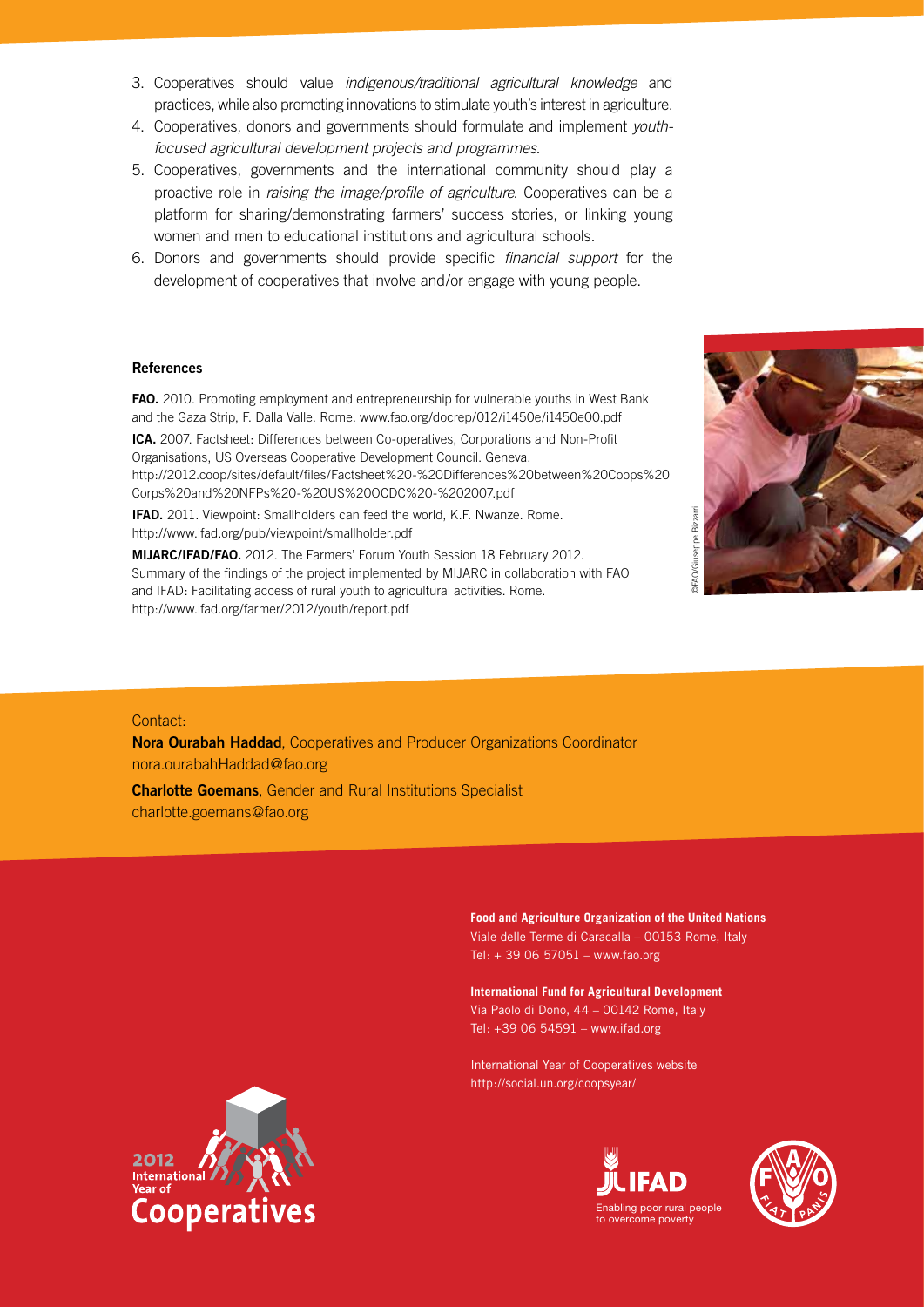3. Cooperatives should value *indigenous/traditional agricultural knowledge* and practices, while also promoting innovations to stimulate youth's interest in agriculture.
4. Cooperatives, donors and governments should formulate and implement *youth-focused agricultural development projects and programmes*.
5. Cooperatives, governments and the international community should play a proactive role in *raising the image/profile of agriculture*. Cooperatives can be a platform for sharing/demonstrating farmers' success stories, or linking young women and men to educational institutions and agricultural schools.
6. Donors and governments should provide specific *financial support* for the development of cooperatives that involve and/or engage with young people.

**References**

**FAO.** 2010. Promoting employment and entrepreneurship for vulnerable youths in West Bank and the Gaza Strip, F. Dalla Valle. Rome. www.fao.org/docrep/012/i1450e/i1450e00.pdf

**ICA.** 2007. Factsheet: Differences between Co-operatives, Corporations and Non-Profit Organisations, US Overseas Cooperative Development Council. Geneva. http://2012.coop/sites/default/files/Factsheet%20-%20Differences%20between%20Coops%20Corps%20and%20NFPs%20-%20US%20OCDC%20-%202007.pdf

**IFAD.** 2011. Viewpoint: Smallholders can feed the world, K.F. Nwanze. Rome. http://www.ifad.org/pub/viewpoint/smallholder.pdf

**MIJARC/IFAD/FAO.** 2012. The Farmers' Forum Youth Session 18 February 2012. Summary of the findings of the project implemented by MIJARC in collaboration with FAO and IFAD: Facilitating access of rural youth to agricultural activities. Rome. http://www.ifad.org/farmer/2012/youth/report.pdf

©FAO/Giuseppe Bizzarri

Contact:

**Nora Ourabah Haddad**, Cooperatives and Producer Organizations Coordinator
nora.ourabahHaddad@fao.org

**Charlotte Goemans**, Gender and Rural Institutions Specialist
charlotte.goemans@fao.org

**Food and Agriculture Organization of the United Nations**
Viale delle Terme di Caracalla – 00153 Rome, Italy
Tel: + 39 06 57051 – www.fao.org

**International Fund for Agricultural Development**
Via Paolo di Dono, 44 – 00142 Rome, Italy
Tel: +39 06 54591 – www.ifad.org

International Year of Cooperatives website
http://social.un.org/coopsyear/

2012 International Year of Cooperatives

IFAD
Enabling poor rural people to overcome poverty

FIAT PANIS